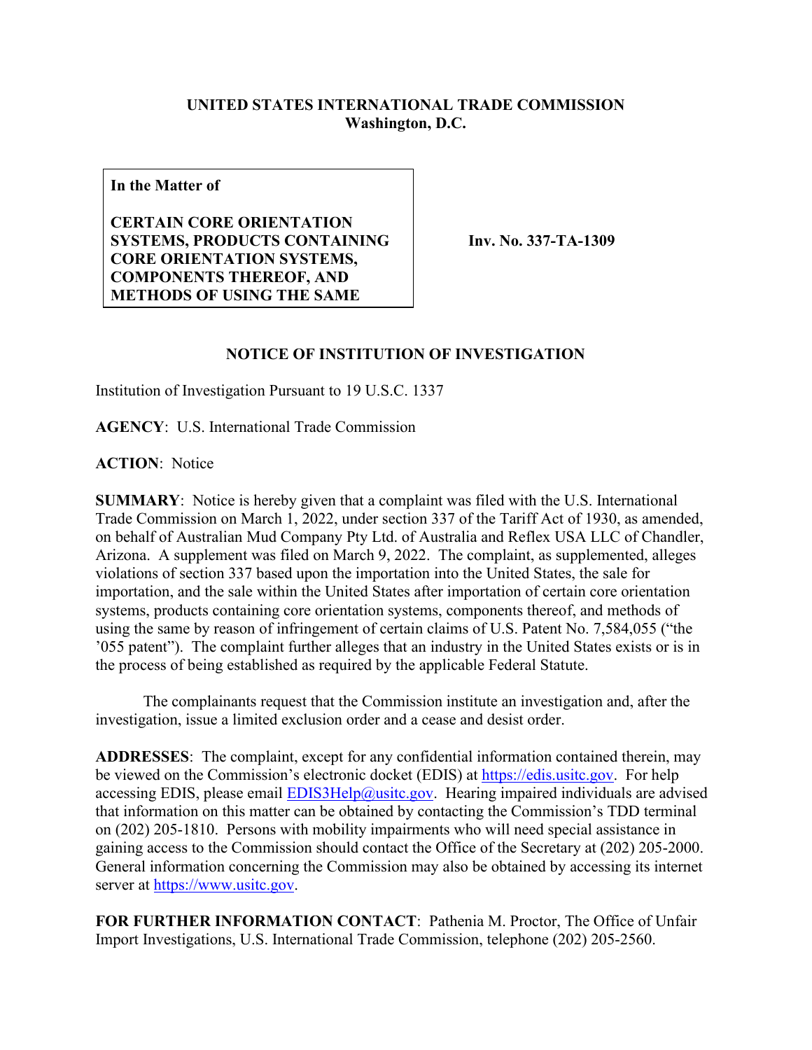**UNITED STATES INTERNATIONAL TRADE COMMISSION**
**Washington, D.C.**

| **In the Matter of**<br><br>**CERTAIN CORE ORIENTATION SYSTEMS, PRODUCTS CONTAINING CORE ORIENTATION SYSTEMS, COMPONENTS THEREOF, AND METHODS OF USING THE SAME** | **Inv. No. 337-TA-1309** |
|---|---|

## NOTICE OF INSTITUTION OF INVESTIGATION

Institution of Investigation Pursuant to 19 U.S.C. 1337

**AGENCY**: U.S. International Trade Commission

**ACTION**: Notice

**SUMMARY**: Notice is hereby given that a complaint was filed with the U.S. International Trade Commission on March 1, 2022, under section 337 of the Tariff Act of 1930, as amended, on behalf of Australian Mud Company Pty Ltd. of Australia and Reflex USA LLC of Chandler, Arizona. A supplement was filed on March 9, 2022. The complaint, as supplemented, alleges violations of section 337 based upon the importation into the United States, the sale for importation, and the sale within the United States after importation of certain core orientation systems, products containing core orientation systems, components thereof, and methods of using the same by reason of infringement of certain claims of U.S. Patent No. 7,584,055 ("the '055 patent"). The complaint further alleges that an industry in the United States exists or is in the process of being established as required by the applicable Federal Statute.

The complainants request that the Commission institute an investigation and, after the investigation, issue a limited exclusion order and a cease and desist order.

**ADDRESSES**: The complaint, except for any confidential information contained therein, may be viewed on the Commission's electronic docket (EDIS) at https://edis.usitc.gov. For help accessing EDIS, please email EDIS3Help@usitc.gov. Hearing impaired individuals are advised that information on this matter can be obtained by contacting the Commission's TDD terminal on (202) 205-1810. Persons with mobility impairments who will need special assistance in gaining access to the Commission should contact the Office of the Secretary at (202) 205-2000. General information concerning the Commission may also be obtained by accessing its internet server at https://www.usitc.gov.

**FOR FURTHER INFORMATION CONTACT**: Pathenia M. Proctor, The Office of Unfair Import Investigations, U.S. International Trade Commission, telephone (202) 205-2560.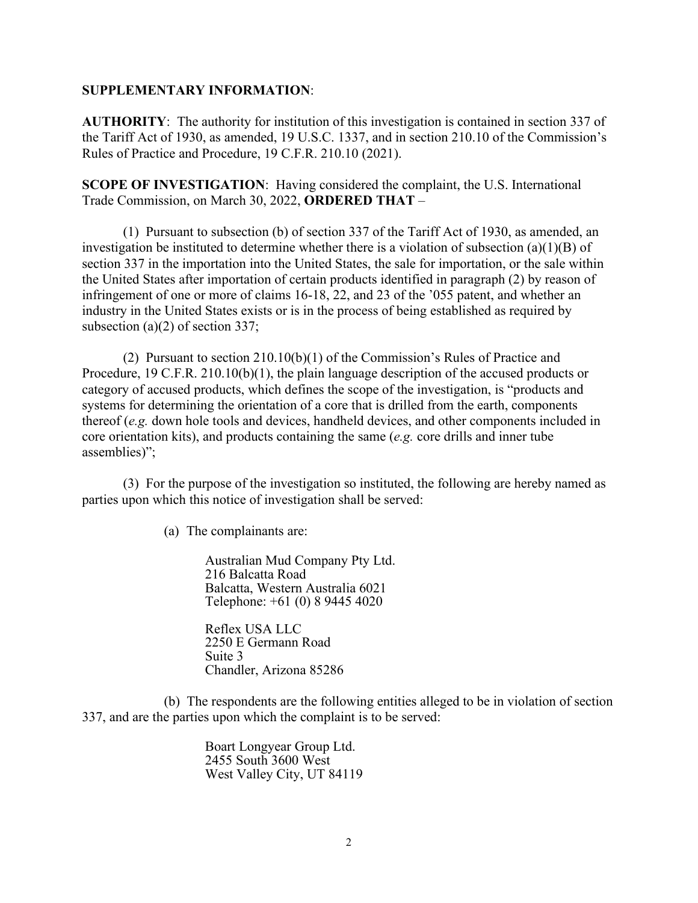**SUPPLEMENTARY INFORMATION**:

**AUTHORITY**: The authority for institution of this investigation is contained in section 337 of the Tariff Act of 1930, as amended, 19 U.S.C. 1337, and in section 210.10 of the Commission's Rules of Practice and Procedure, 19 C.F.R. 210.10 (2021).

**SCOPE OF INVESTIGATION**: Having considered the complaint, the U.S. International Trade Commission, on March 30, 2022, **ORDERED THAT** –

(1) Pursuant to subsection (b) of section 337 of the Tariff Act of 1930, as amended, an investigation be instituted to determine whether there is a violation of subsection (a)(1)(B) of section 337 in the importation into the United States, the sale for importation, or the sale within the United States after importation of certain products identified in paragraph (2) by reason of infringement of one or more of claims 16-18, 22, and 23 of the '055 patent, and whether an industry in the United States exists or is in the process of being established as required by subsection (a)(2) of section 337;

(2) Pursuant to section 210.10(b)(1) of the Commission's Rules of Practice and Procedure, 19 C.F.R. 210.10(b)(1), the plain language description of the accused products or category of accused products, which defines the scope of the investigation, is "products and systems for determining the orientation of a core that is drilled from the earth, components thereof (*e.g.* down hole tools and devices, handheld devices, and other components included in core orientation kits), and products containing the same (*e.g.* core drills and inner tube assemblies)";

(3) For the purpose of the investigation so instituted, the following are hereby named as parties upon which this notice of investigation shall be served:

(a) The complainants are:

Australian Mud Company Pty Ltd.
216 Balcatta Road
Balcatta, Western Australia 6021
Telephone: +61 (0) 8 9445 4020

Reflex USA LLC
2250 E Germann Road
Suite 3
Chandler, Arizona 85286

(b) The respondents are the following entities alleged to be in violation of section 337, and are the parties upon which the complaint is to be served:

Boart Longyear Group Ltd.
2455 South 3600 West
West Valley City, UT 84119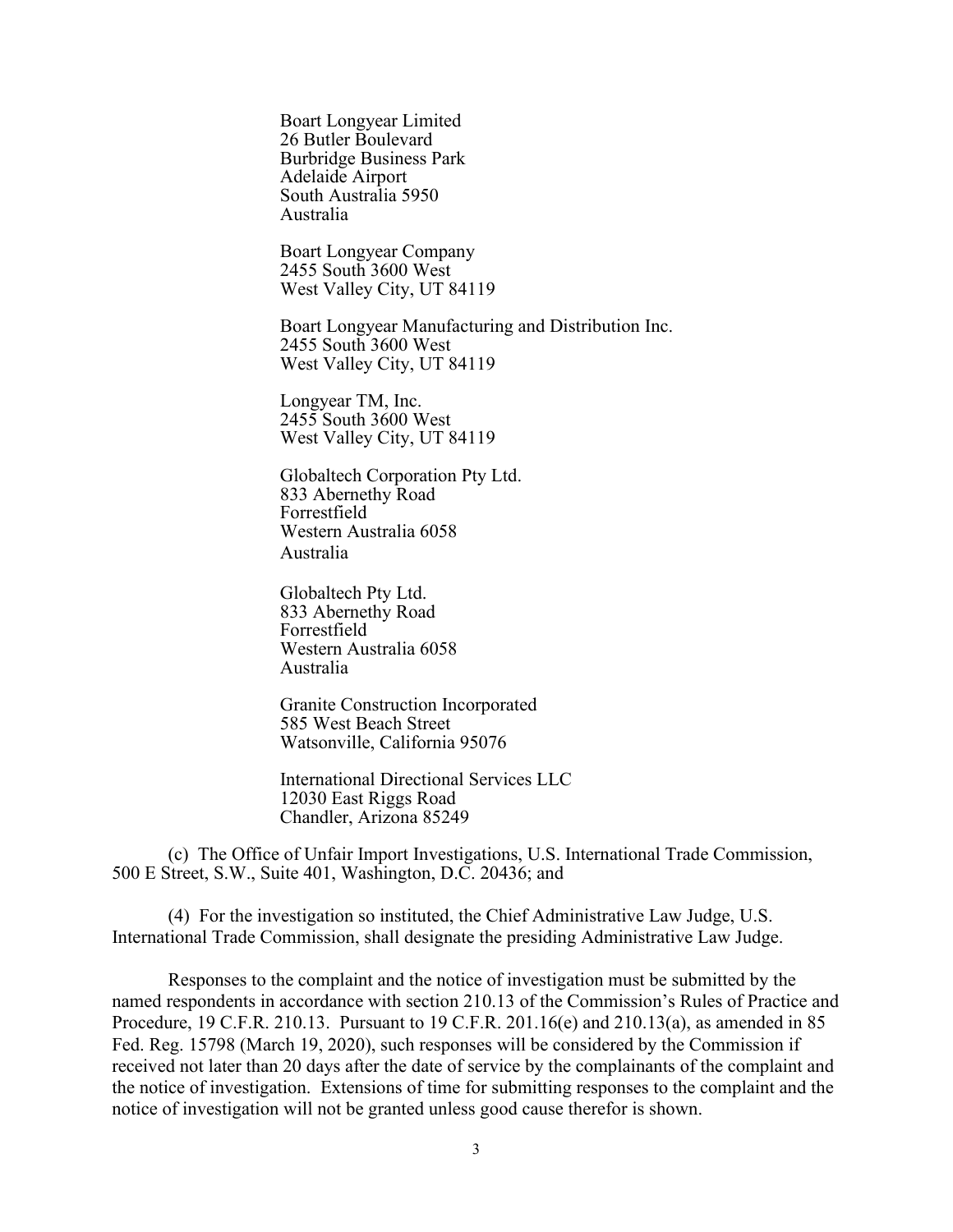Boart Longyear Limited  
26 Butler Boulevard  
Burbridge Business Park  
Adelaide Airport  
South Australia 5950  
Australia

Boart Longyear Company  
2455 South 3600 West  
West Valley City, UT 84119

Boart Longyear Manufacturing and Distribution Inc.  
2455 South 3600 West  
West Valley City, UT 84119

Longyear TM, Inc.  
2455 South 3600 West  
West Valley City, UT 84119

Globaltech Corporation Pty Ltd.  
833 Abernethy Road  
Forrestfield  
Western Australia 6058  
Australia

Globaltech Pty Ltd.  
833 Abernethy Road  
Forrestfield  
Western Australia 6058  
Australia

Granite Construction Incorporated  
585 West Beach Street  
Watsonville, California 95076

International Directional Services LLC  
12030 East Riggs Road  
Chandler, Arizona 85249

(c) The Office of Unfair Import Investigations, U.S. International Trade Commission, 500 E Street, S.W., Suite 401, Washington, D.C. 20436; and

(4) For the investigation so instituted, the Chief Administrative Law Judge, U.S. International Trade Commission, shall designate the presiding Administrative Law Judge.

Responses to the complaint and the notice of investigation must be submitted by the named respondents in accordance with section 210.13 of the Commission's Rules of Practice and Procedure, 19 C.F.R. 210.13. Pursuant to 19 C.F.R. 201.16(e) and 210.13(a), as amended in 85 Fed. Reg. 15798 (March 19, 2020), such responses will be considered by the Commission if received not later than 20 days after the date of service by the complainants of the complaint and the notice of investigation. Extensions of time for submitting responses to the complaint and the notice of investigation will not be granted unless good cause therefor is shown.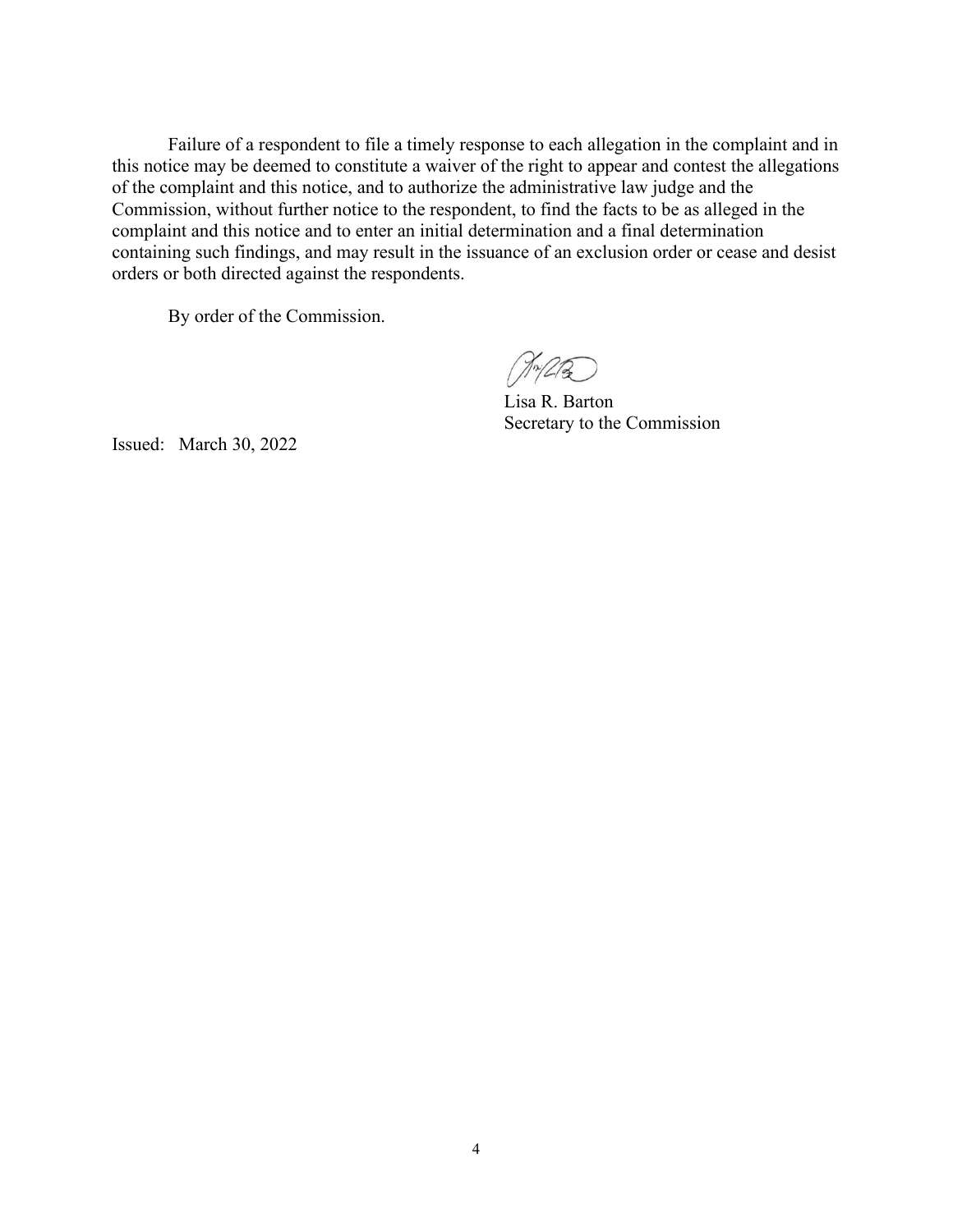Failure of a respondent to file a timely response to each allegation in the complaint and in this notice may be deemed to constitute a waiver of the right to appear and contest the allegations of the complaint and this notice, and to authorize the administrative law judge and the Commission, without further notice to the respondent, to find the facts to be as alleged in the complaint and this notice and to enter an initial determination and a final determination containing such findings, and may result in the issuance of an exclusion order or cease and desist orders or both directed against the respondents.

By order of the Commission.

Lisa R. Barton  
Secretary to the Commission

Issued: March 30, 2022